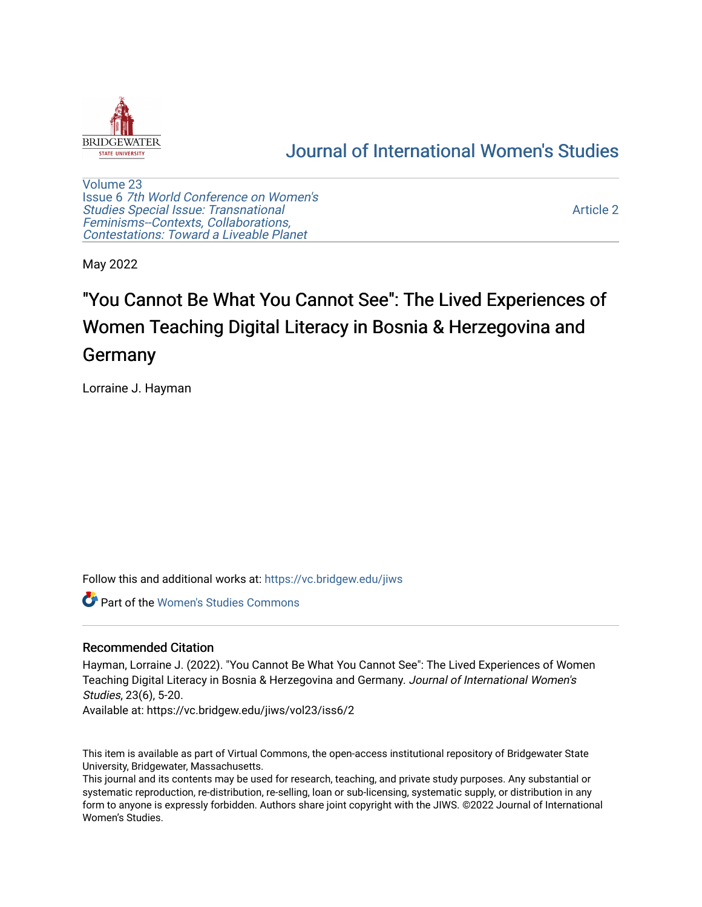BRIDGEWATER STATE UNIVERSITY

# Journal of International Women's Studies

Volume 23
Issue 6 *7th World Conference on Women's Studies Special Issue: Transnational Feminisms--Contexts, Collaborations, Contestations: Toward a Liveable Planet*

Article 2

May 2022

# "You Cannot Be What You Cannot See": The Lived Experiences of Women Teaching Digital Literacy in Bosnia & Herzegovina and Germany

Lorraine J. Hayman

Follow this and additional works at: https://vc.bridgew.edu/jiws

Part of the Women's Studies Commons

## Recommended Citation

Hayman, Lorraine J. (2022). "You Cannot Be What You Cannot See": The Lived Experiences of Women Teaching Digital Literacy in Bosnia & Herzegovina and Germany. *Journal of International Women's Studies*, 23(6), 5-20.
Available at: https://vc.bridgew.edu/jiws/vol23/iss6/2

This item is available as part of Virtual Commons, the open-access institutional repository of Bridgewater State University, Bridgewater, Massachusetts.
This journal and its contents may be used for research, teaching, and private study purposes. Any substantial or systematic reproduction, re-distribution, re-selling, loan or sub-licensing, systematic supply, or distribution in any form to anyone is expressly forbidden. Authors share joint copyright with the JIWS. ©2022 Journal of International Women's Studies.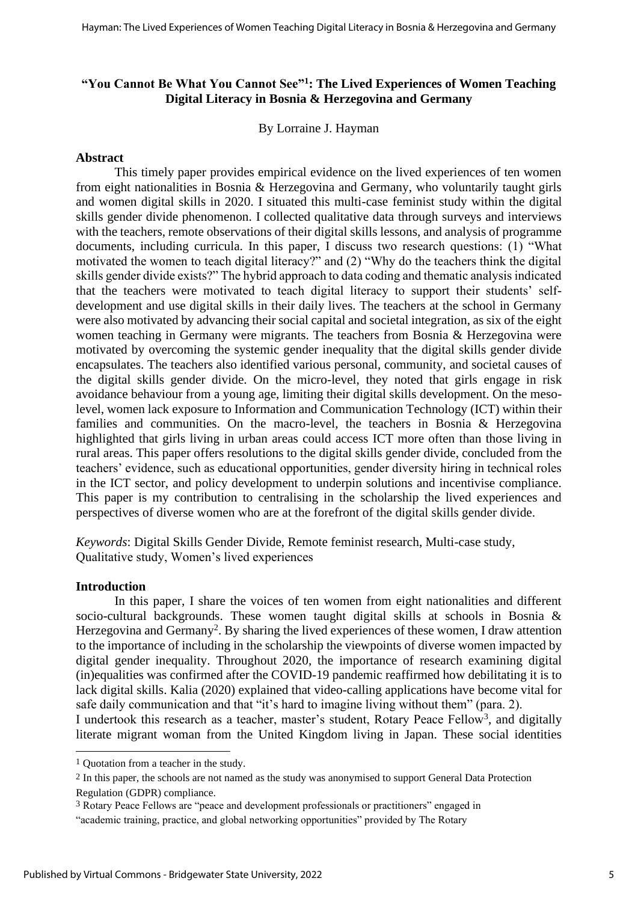# "You Cannot Be What You Cannot See"[1]: The Lived Experiences of Women Teaching Digital Literacy in Bosnia & Herzegovina and Germany

By Lorraine J. Hayman

## Abstract

This timely paper provides empirical evidence on the lived experiences of ten women from eight nationalities in Bosnia & Herzegovina and Germany, who voluntarily taught girls and women digital skills in 2020. I situated this multi-case feminist study within the digital skills gender divide phenomenon. I collected qualitative data through surveys and interviews with the teachers, remote observations of their digital skills lessons, and analysis of programme documents, including curricula. In this paper, I discuss two research questions: (1) "What motivated the women to teach digital literacy?" and (2) "Why do the teachers think the digital skills gender divide exists?" The hybrid approach to data coding and thematic analysis indicated that the teachers were motivated to teach digital literacy to support their students' self-development and use digital skills in their daily lives. The teachers at the school in Germany were also motivated by advancing their social capital and societal integration, as six of the eight women teaching in Germany were migrants. The teachers from Bosnia & Herzegovina were motivated by overcoming the systemic gender inequality that the digital skills gender divide encapsulates. The teachers also identified various personal, community, and societal causes of the digital skills gender divide. On the micro-level, they noted that girls engage in risk avoidance behaviour from a young age, limiting their digital skills development. On the meso-level, women lack exposure to Information and Communication Technology (ICT) within their families and communities. On the macro-level, the teachers in Bosnia & Herzegovina highlighted that girls living in urban areas could access ICT more often than those living in rural areas. This paper offers resolutions to the digital skills gender divide, concluded from the teachers' evidence, such as educational opportunities, gender diversity hiring in technical roles in the ICT sector, and policy development to underpin solutions and incentivise compliance. This paper is my contribution to centralising in the scholarship the lived experiences and perspectives of diverse women who are at the forefront of the digital skills gender divide.

*Keywords*: Digital Skills Gender Divide, Remote feminist research, Multi-case study, Qualitative study, Women's lived experiences

## Introduction

In this paper, I share the voices of ten women from eight nationalities and different socio-cultural backgrounds. These women taught digital skills at schools in Bosnia & Herzegovina and Germany[2]. By sharing the lived experiences of these women, I draw attention to the importance of including in the scholarship the viewpoints of diverse women impacted by digital gender inequality. Throughout 2020, the importance of research examining digital (in)equalities was confirmed after the COVID-19 pandemic reaffirmed how debilitating it is to lack digital skills. Kalia (2020) explained that video-calling applications have become vital for safe daily communication and that "it's hard to imagine living without them" (para. 2).

I undertook this research as a teacher, master's student, Rotary Peace Fellow[3], and digitally literate migrant woman from the United Kingdom living in Japan. These social identities

---

[1] Quotation from a teacher in the study.

[2] In this paper, the schools are not named as the study was anonymised to support General Data Protection Regulation (GDPR) compliance.

[3] Rotary Peace Fellows are "peace and development professionals or practitioners" engaged in "academic training, practice, and global networking opportunities" provided by The Rotary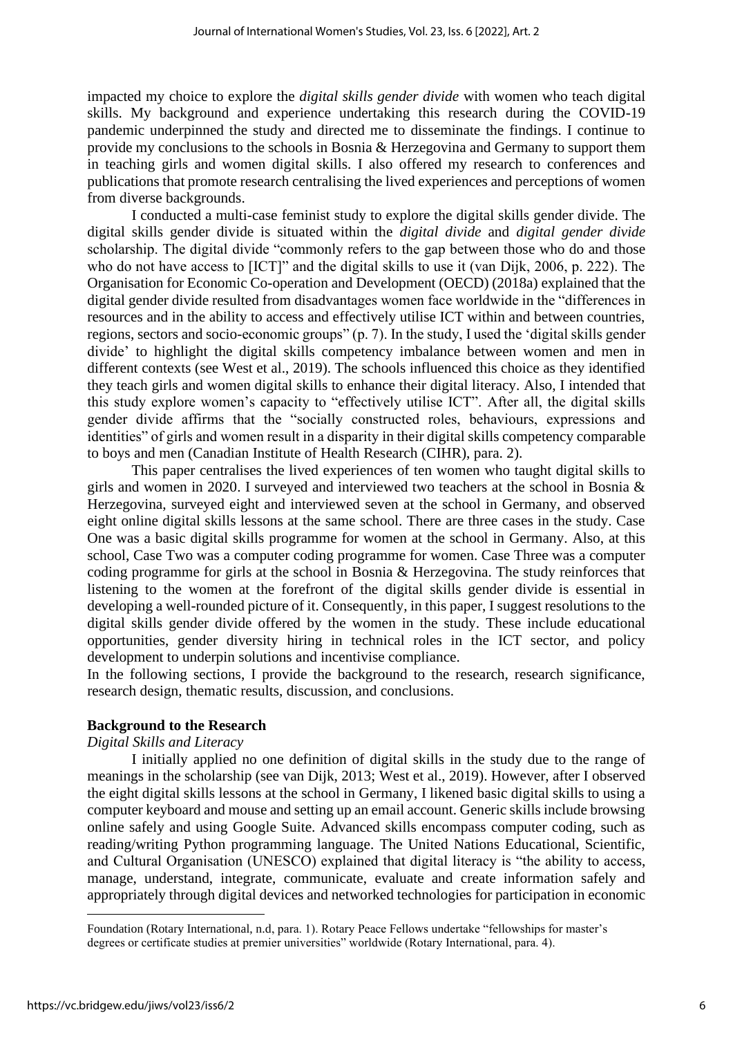impacted my choice to explore the *digital skills gender divide* with women who teach digital skills. My background and experience undertaking this research during the COVID-19 pandemic underpinned the study and directed me to disseminate the findings. I continue to provide my conclusions to the schools in Bosnia & Herzegovina and Germany to support them in teaching girls and women digital skills. I also offered my research to conferences and publications that promote research centralising the lived experiences and perceptions of women from diverse backgrounds.

I conducted a multi-case feminist study to explore the digital skills gender divide. The digital skills gender divide is situated within the *digital divide* and *digital gender divide* scholarship. The digital divide "commonly refers to the gap between those who do and those who do not have access to [ICT]" and the digital skills to use it (van Dijk, 2006, p. 222). The Organisation for Economic Co-operation and Development (OECD) (2018a) explained that the digital gender divide resulted from disadvantages women face worldwide in the "differences in resources and in the ability to access and effectively utilise ICT within and between countries, regions, sectors and socio-economic groups" (p. 7). In the study, I used the 'digital skills gender divide' to highlight the digital skills competency imbalance between women and men in different contexts (see West et al., 2019). The schools influenced this choice as they identified they teach girls and women digital skills to enhance their digital literacy. Also, I intended that this study explore women's capacity to "effectively utilise ICT". After all, the digital skills gender divide affirms that the "socially constructed roles, behaviours, expressions and identities" of girls and women result in a disparity in their digital skills competency comparable to boys and men (Canadian Institute of Health Research (CIHR), para. 2).

This paper centralises the lived experiences of ten women who taught digital skills to girls and women in 2020. I surveyed and interviewed two teachers at the school in Bosnia & Herzegovina, surveyed eight and interviewed seven at the school in Germany, and observed eight online digital skills lessons at the same school. There are three cases in the study. Case One was a basic digital skills programme for women at the school in Germany. Also, at this school, Case Two was a computer coding programme for women. Case Three was a computer coding programme for girls at the school in Bosnia & Herzegovina. The study reinforces that listening to the women at the forefront of the digital skills gender divide is essential in developing a well-rounded picture of it. Consequently, in this paper, I suggest resolutions to the digital skills gender divide offered by the women in the study. These include educational opportunities, gender diversity hiring in technical roles in the ICT sector, and policy development to underpin solutions and incentivise compliance.

In the following sections, I provide the background to the research, research significance, research design, thematic results, discussion, and conclusions.

## Background to the Research

### *Digital Skills and Literacy*

I initially applied no one definition of digital skills in the study due to the range of meanings in the scholarship (see van Dijk, 2013; West et al., 2019). However, after I observed the eight digital skills lessons at the school in Germany, I likened basic digital skills to using a computer keyboard and mouse and setting up an email account. Generic skills include browsing online safely and using Google Suite. Advanced skills encompass computer coding, such as reading/writing Python programming language. The United Nations Educational, Scientific, and Cultural Organisation (UNESCO) explained that digital literacy is "the ability to access, manage, understand, integrate, communicate, evaluate and create information safely and appropriately through digital devices and networked technologies for participation in economic

---

Foundation (Rotary International, n.d, para. 1). Rotary Peace Fellows undertake "fellowships for master's degrees or certificate studies at premier universities" worldwide (Rotary International, para. 4).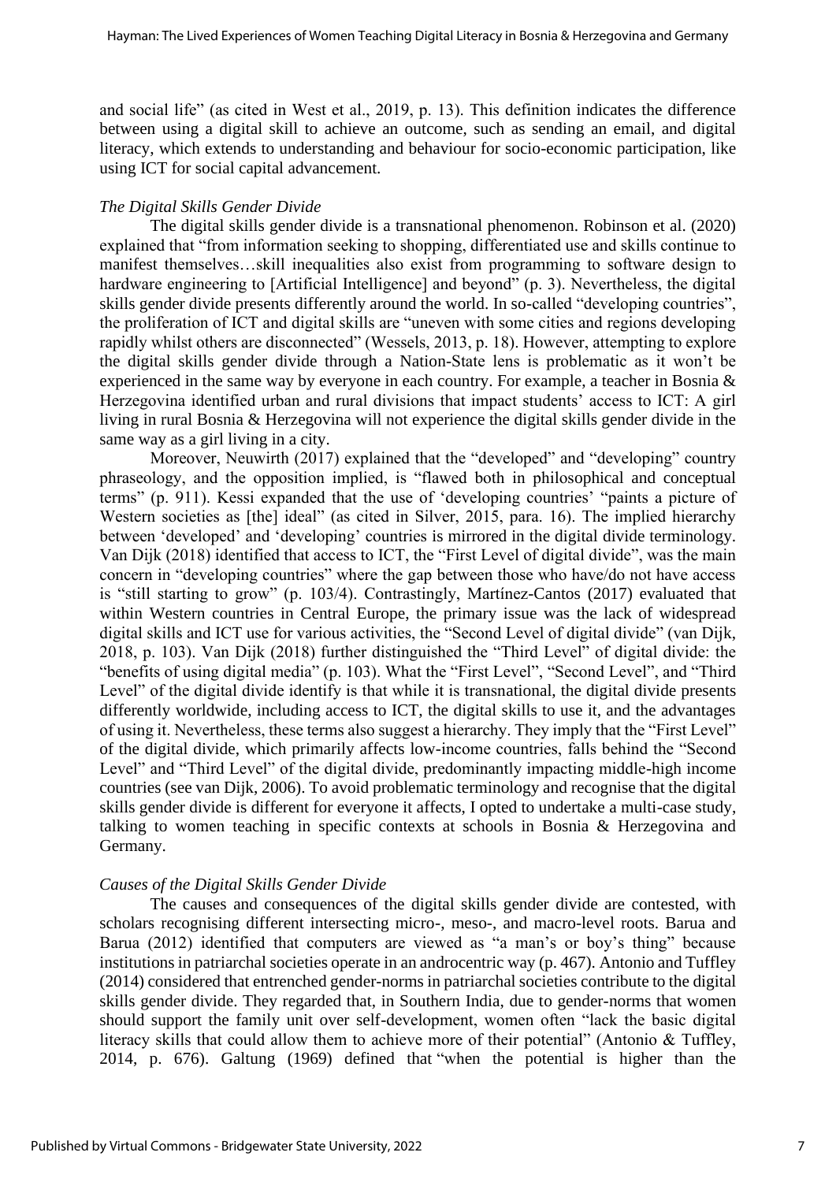and social life" (as cited in West et al., 2019, p. 13). This definition indicates the difference between using a digital skill to achieve an outcome, such as sending an email, and digital literacy, which extends to understanding and behaviour for socio-economic participation, like using ICT for social capital advancement.

*The Digital Skills Gender Divide*

The digital skills gender divide is a transnational phenomenon. Robinson et al. (2020) explained that "from information seeking to shopping, differentiated use and skills continue to manifest themselves…skill inequalities also exist from programming to software design to hardware engineering to [Artificial Intelligence] and beyond" (p. 3). Nevertheless, the digital skills gender divide presents differently around the world. In so-called "developing countries", the proliferation of ICT and digital skills are "uneven with some cities and regions developing rapidly whilst others are disconnected" (Wessels, 2013, p. 18). However, attempting to explore the digital skills gender divide through a Nation-State lens is problematic as it won't be experienced in the same way by everyone in each country. For example, a teacher in Bosnia & Herzegovina identified urban and rural divisions that impact students' access to ICT: A girl living in rural Bosnia & Herzegovina will not experience the digital skills gender divide in the same way as a girl living in a city.

Moreover, Neuwirth (2017) explained that the "developed" and "developing" country phraseology, and the opposition implied, is "flawed both in philosophical and conceptual terms" (p. 911). Kessi expanded that the use of 'developing countries' "paints a picture of Western societies as [the] ideal" (as cited in Silver, 2015, para. 16). The implied hierarchy between 'developed' and 'developing' countries is mirrored in the digital divide terminology. Van Dijk (2018) identified that access to ICT, the "First Level of digital divide", was the main concern in "developing countries" where the gap between those who have/do not have access is "still starting to grow" (p. 103/4). Contrastingly, Martínez-Cantos (2017) evaluated that within Western countries in Central Europe, the primary issue was the lack of widespread digital skills and ICT use for various activities, the "Second Level of digital divide" (van Dijk, 2018, p. 103). Van Dijk (2018) further distinguished the "Third Level" of digital divide: the "benefits of using digital media" (p. 103). What the "First Level", "Second Level", and "Third Level" of the digital divide identify is that while it is transnational, the digital divide presents differently worldwide, including access to ICT, the digital skills to use it, and the advantages of using it. Nevertheless, these terms also suggest a hierarchy. They imply that the "First Level" of the digital divide, which primarily affects low-income countries, falls behind the "Second Level" and "Third Level" of the digital divide, predominantly impacting middle-high income countries (see van Dijk, 2006). To avoid problematic terminology and recognise that the digital skills gender divide is different for everyone it affects, I opted to undertake a multi-case study, talking to women teaching in specific contexts at schools in Bosnia & Herzegovina and Germany.

*Causes of the Digital Skills Gender Divide*

The causes and consequences of the digital skills gender divide are contested, with scholars recognising different intersecting micro-, meso-, and macro-level roots. Barua and Barua (2012) identified that computers are viewed as "a man's or boy's thing" because institutions in patriarchal societies operate in an androcentric way (p. 467). Antonio and Tuffley (2014) considered that entrenched gender-norms in patriarchal societies contribute to the digital skills gender divide. They regarded that, in Southern India, due to gender-norms that women should support the family unit over self-development, women often "lack the basic digital literacy skills that could allow them to achieve more of their potential" (Antonio & Tuffley, 2014, p. 676). Galtung (1969) defined that "when the potential is higher than the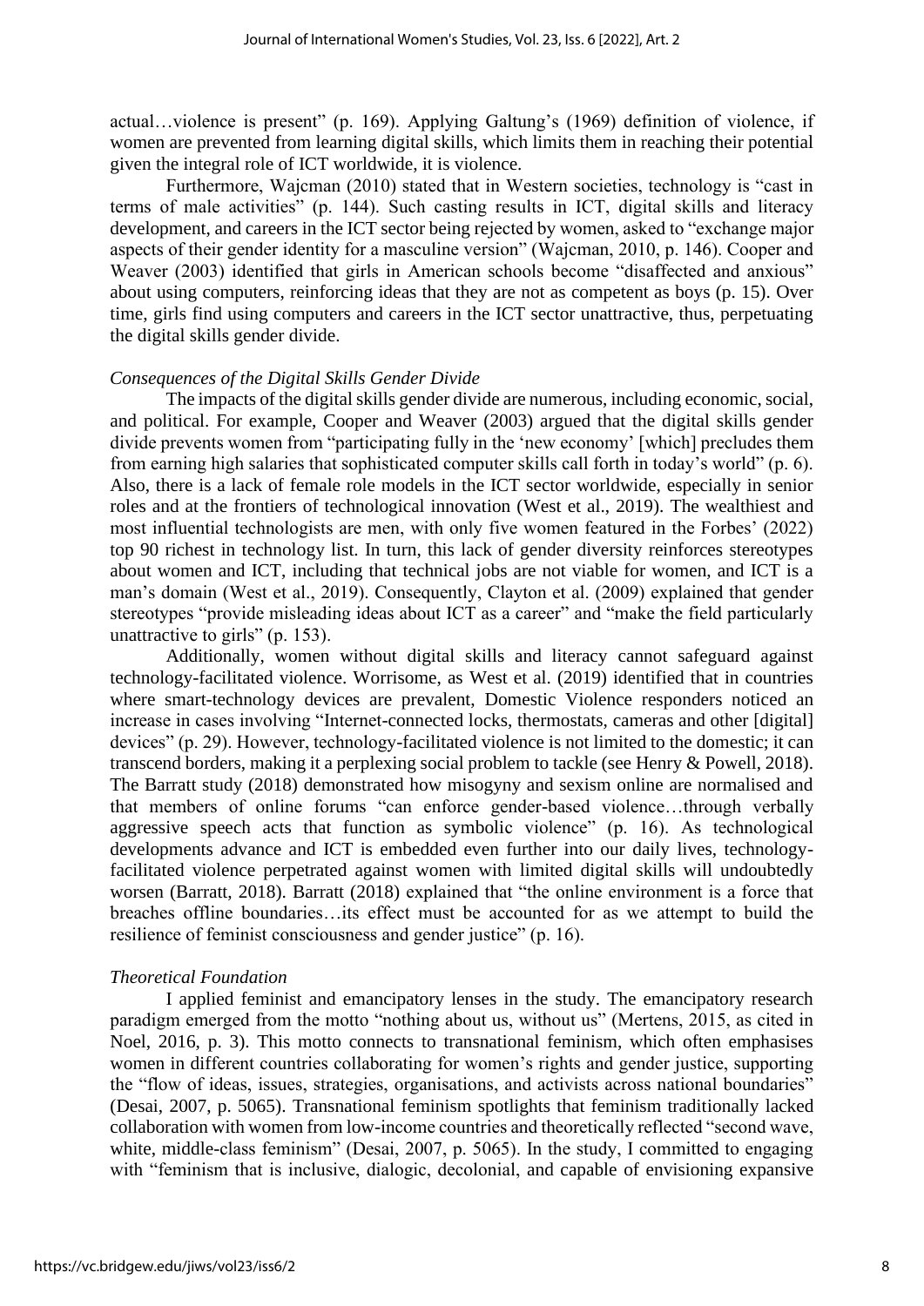actual…violence is present" (p. 169). Applying Galtung's (1969) definition of violence, if women are prevented from learning digital skills, which limits them in reaching their potential given the integral role of ICT worldwide, it is violence.

Furthermore, Wajcman (2010) stated that in Western societies, technology is "cast in terms of male activities" (p. 144). Such casting results in ICT, digital skills and literacy development, and careers in the ICT sector being rejected by women, asked to "exchange major aspects of their gender identity for a masculine version" (Wajcman, 2010, p. 146). Cooper and Weaver (2003) identified that girls in American schools become "disaffected and anxious" about using computers, reinforcing ideas that they are not as competent as boys (p. 15). Over time, girls find using computers and careers in the ICT sector unattractive, thus, perpetuating the digital skills gender divide.

### *Consequences of the Digital Skills Gender Divide*

The impacts of the digital skills gender divide are numerous, including economic, social, and political. For example, Cooper and Weaver (2003) argued that the digital skills gender divide prevents women from "participating fully in the 'new economy' [which] precludes them from earning high salaries that sophisticated computer skills call forth in today's world" (p. 6). Also, there is a lack of female role models in the ICT sector worldwide, especially in senior roles and at the frontiers of technological innovation (West et al., 2019). The wealthiest and most influential technologists are men, with only five women featured in the Forbes' (2022) top 90 richest in technology list. In turn, this lack of gender diversity reinforces stereotypes about women and ICT, including that technical jobs are not viable for women, and ICT is a man's domain (West et al., 2019). Consequently, Clayton et al. (2009) explained that gender stereotypes "provide misleading ideas about ICT as a career" and "make the field particularly unattractive to girls" (p. 153).

Additionally, women without digital skills and literacy cannot safeguard against technology-facilitated violence. Worrisome, as West et al. (2019) identified that in countries where smart-technology devices are prevalent, Domestic Violence responders noticed an increase in cases involving "Internet-connected locks, thermostats, cameras and other [digital] devices" (p. 29). However, technology-facilitated violence is not limited to the domestic; it can transcend borders, making it a perplexing social problem to tackle (see Henry & Powell, 2018). The Barratt study (2018) demonstrated how misogyny and sexism online are normalised and that members of online forums "can enforce gender-based violence…through verbally aggressive speech acts that function as symbolic violence" (p. 16). As technological developments advance and ICT is embedded even further into our daily lives, technology-facilitated violence perpetrated against women with limited digital skills will undoubtedly worsen (Barratt, 2018). Barratt (2018) explained that "the online environment is a force that breaches offline boundaries…its effect must be accounted for as we attempt to build the resilience of feminist consciousness and gender justice" (p. 16).

### *Theoretical Foundation*

I applied feminist and emancipatory lenses in the study. The emancipatory research paradigm emerged from the motto "nothing about us, without us" (Mertens, 2015, as cited in Noel, 2016, p. 3). This motto connects to transnational feminism, which often emphasises women in different countries collaborating for women's rights and gender justice, supporting the "flow of ideas, issues, strategies, organisations, and activists across national boundaries" (Desai, 2007, p. 5065). Transnational feminism spotlights that feminism traditionally lacked collaboration with women from low-income countries and theoretically reflected "second wave, white, middle-class feminism" (Desai, 2007, p. 5065). In the study, I committed to engaging with "feminism that is inclusive, dialogic, decolonial, and capable of envisioning expansive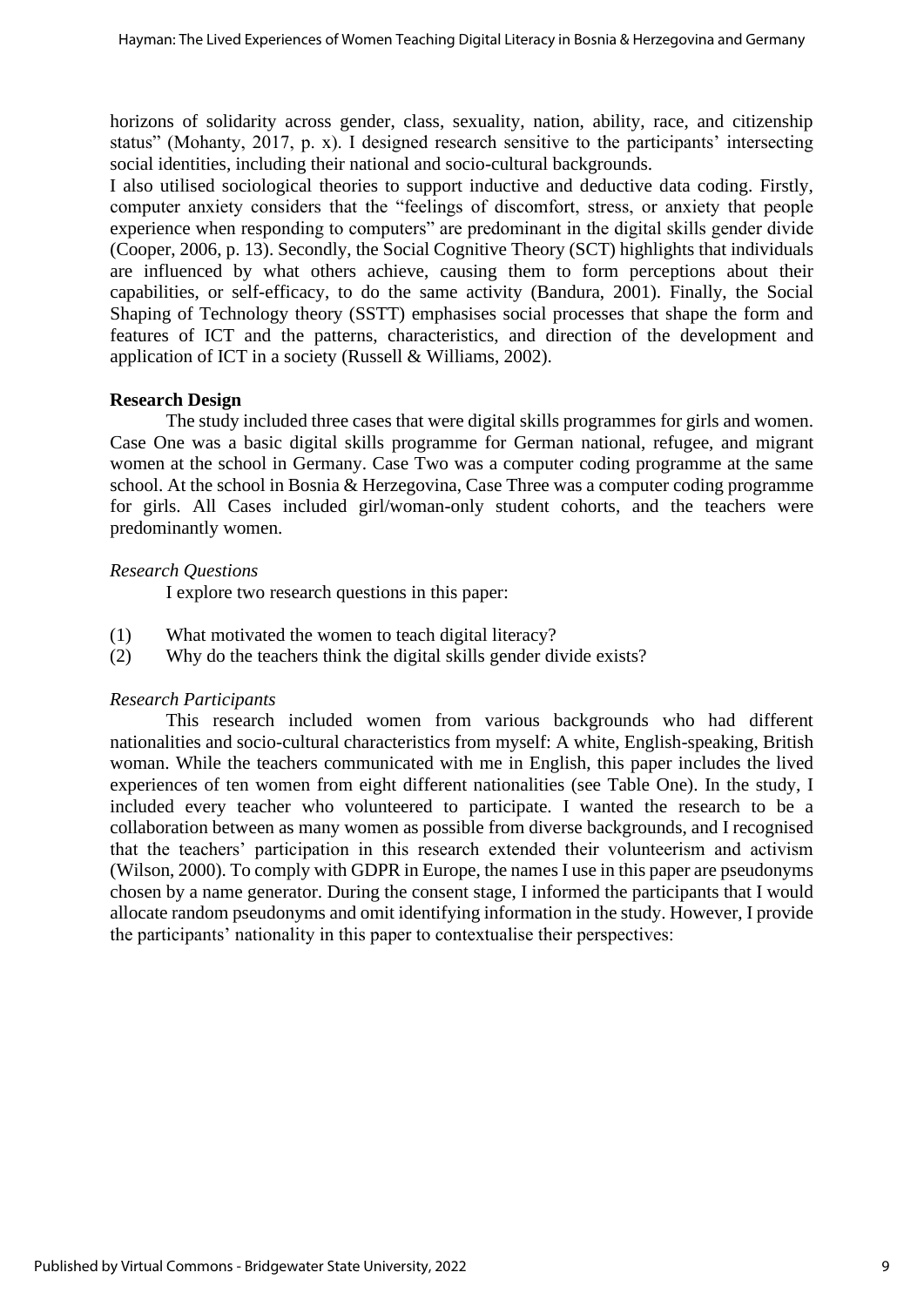horizons of solidarity across gender, class, sexuality, nation, ability, race, and citizenship status" (Mohanty, 2017, p. x). I designed research sensitive to the participants' intersecting social identities, including their national and socio-cultural backgrounds.

I also utilised sociological theories to support inductive and deductive data coding. Firstly, computer anxiety considers that the "feelings of discomfort, stress, or anxiety that people experience when responding to computers" are predominant in the digital skills gender divide (Cooper, 2006, p. 13). Secondly, the Social Cognitive Theory (SCT) highlights that individuals are influenced by what others achieve, causing them to form perceptions about their capabilities, or self-efficacy, to do the same activity (Bandura, 2001). Finally, the Social Shaping of Technology theory (SSTT) emphasises social processes that shape the form and features of ICT and the patterns, characteristics, and direction of the development and application of ICT in a society (Russell & Williams, 2002).

**Research Design**

The study included three cases that were digital skills programmes for girls and women. Case One was a basic digital skills programme for German national, refugee, and migrant women at the school in Germany. Case Two was a computer coding programme at the same school. At the school in Bosnia & Herzegovina, Case Three was a computer coding programme for girls. All Cases included girl/woman-only student cohorts, and the teachers were predominantly women.

*Research Questions*

I explore two research questions in this paper:

(1) What motivated the women to teach digital literacy?
(2) Why do the teachers think the digital skills gender divide exists?

*Research Participants*

This research included women from various backgrounds who had different nationalities and socio-cultural characteristics from myself: A white, English-speaking, British woman. While the teachers communicated with me in English, this paper includes the lived experiences of ten women from eight different nationalities (see Table One). In the study, I included every teacher who volunteered to participate. I wanted the research to be a collaboration between as many women as possible from diverse backgrounds, and I recognised that the teachers' participation in this research extended their volunteerism and activism (Wilson, 2000). To comply with GDPR in Europe, the names I use in this paper are pseudonyms chosen by a name generator. During the consent stage, I informed the participants that I would allocate random pseudonyms and omit identifying information in the study. However, I provide the participants' nationality in this paper to contextualise their perspectives: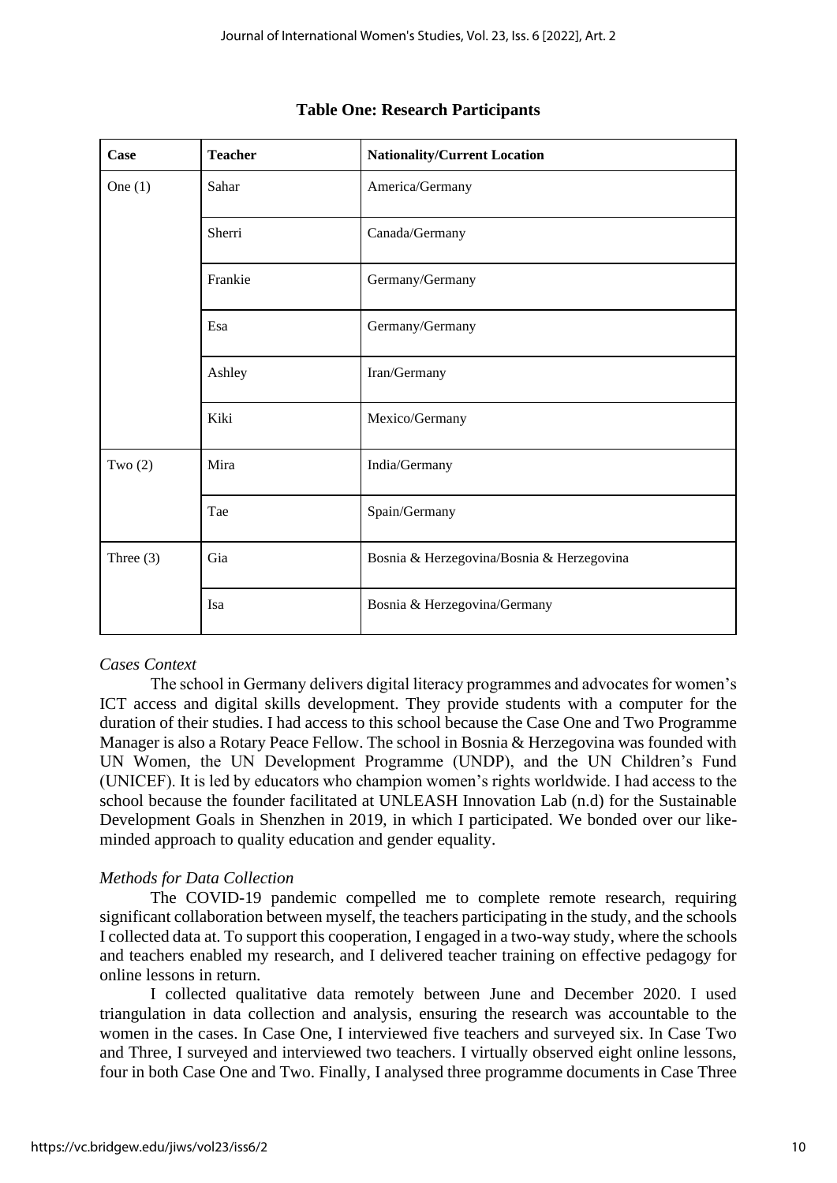**Table One: Research Participants**

| Case | Teacher | Nationality/Current Location |
| --- | --- | --- |
| One (1) | Sahar | America/Germany |
| | Sherri | Canada/Germany |
| | Frankie | Germany/Germany |
| | Esa | Germany/Germany |
| | Ashley | Iran/Germany |
| | Kiki | Mexico/Germany |
| Two (2) | Mira | India/Germany |
| | Tae | Spain/Germany |
| Three (3) | Gia | Bosnia & Herzegovina/Bosnia & Herzegovina |
| | Isa | Bosnia & Herzegovina/Germany |

*Cases Context*

The school in Germany delivers digital literacy programmes and advocates for women's ICT access and digital skills development. They provide students with a computer for the duration of their studies. I had access to this school because the Case One and Two Programme Manager is also a Rotary Peace Fellow. The school in Bosnia & Herzegovina was founded with UN Women, the UN Development Programme (UNDP), and the UN Children's Fund (UNICEF). It is led by educators who champion women's rights worldwide. I had access to the school because the founder facilitated at UNLEASH Innovation Lab (n.d) for the Sustainable Development Goals in Shenzhen in 2019, in which I participated. We bonded over our like-minded approach to quality education and gender equality.

*Methods for Data Collection*

The COVID-19 pandemic compelled me to complete remote research, requiring significant collaboration between myself, the teachers participating in the study, and the schools I collected data at. To support this cooperation, I engaged in a two-way study, where the schools and teachers enabled my research, and I delivered teacher training on effective pedagogy for online lessons in return.

I collected qualitative data remotely between June and December 2020. I used triangulation in data collection and analysis, ensuring the research was accountable to the women in the cases. In Case One, I interviewed five teachers and surveyed six. In Case Two and Three, I surveyed and interviewed two teachers. I virtually observed eight online lessons, four in both Case One and Two. Finally, I analysed three programme documents in Case Three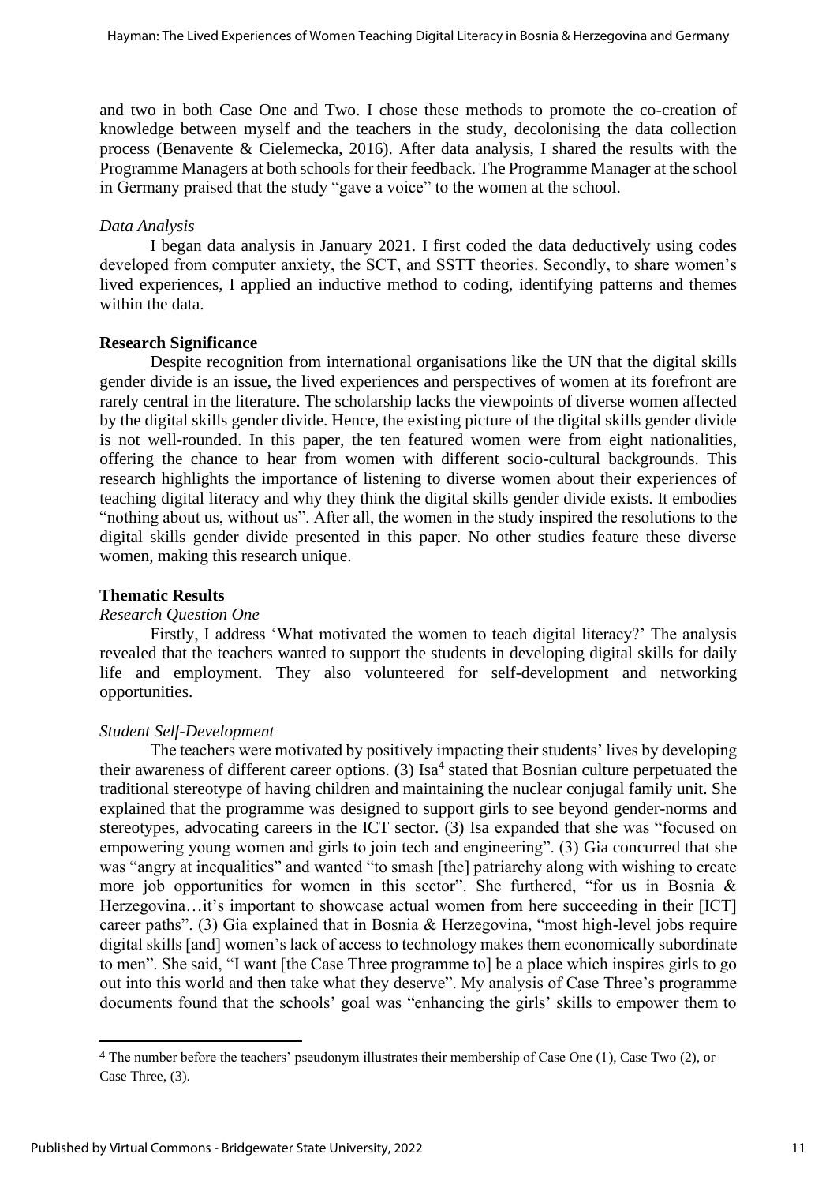and two in both Case One and Two. I chose these methods to promote the co-creation of knowledge between myself and the teachers in the study, decolonising the data collection process (Benavente & Cielemecka, 2016). After data analysis, I shared the results with the Programme Managers at both schools for their feedback. The Programme Manager at the school in Germany praised that the study "gave a voice" to the women at the school.

*Data Analysis*

I began data analysis in January 2021. I first coded the data deductively using codes developed from computer anxiety, the SCT, and SSTT theories. Secondly, to share women's lived experiences, I applied an inductive method to coding, identifying patterns and themes within the data.

**Research Significance**

Despite recognition from international organisations like the UN that the digital skills gender divide is an issue, the lived experiences and perspectives of women at its forefront are rarely central in the literature. The scholarship lacks the viewpoints of diverse women affected by the digital skills gender divide. Hence, the existing picture of the digital skills gender divide is not well-rounded. In this paper, the ten featured women were from eight nationalities, offering the chance to hear from women with different socio-cultural backgrounds. This research highlights the importance of listening to diverse women about their experiences of teaching digital literacy and why they think the digital skills gender divide exists. It embodies "nothing about us, without us". After all, the women in the study inspired the resolutions to the digital skills gender divide presented in this paper. No other studies feature these diverse women, making this research unique.

**Thematic Results**

*Research Question One*

Firstly, I address 'What motivated the women to teach digital literacy?' The analysis revealed that the teachers wanted to support the students in developing digital skills for daily life and employment. They also volunteered for self-development and networking opportunities.

*Student Self-Development*

The teachers were motivated by positively impacting their students' lives by developing their awareness of different career options. (3) Isa[4] stated that Bosnian culture perpetuated the traditional stereotype of having children and maintaining the nuclear conjugal family unit. She explained that the programme was designed to support girls to see beyond gender-norms and stereotypes, advocating careers in the ICT sector. (3) Isa expanded that she was "focused on empowering young women and girls to join tech and engineering". (3) Gia concurred that she was "angry at inequalities" and wanted "to smash [the] patriarchy along with wishing to create more job opportunities for women in this sector". She furthered, "for us in Bosnia & Herzegovina…it's important to showcase actual women from here succeeding in their [ICT] career paths". (3) Gia explained that in Bosnia & Herzegovina, "most high-level jobs require digital skills [and] women's lack of access to technology makes them economically subordinate to men". She said, "I want [the Case Three programme to] be a place which inspires girls to go out into this world and then take what they deserve". My analysis of Case Three's programme documents found that the schools' goal was "enhancing the girls' skills to empower them to

[4] The number before the teachers' pseudonym illustrates their membership of Case One (1), Case Two (2), or Case Three, (3).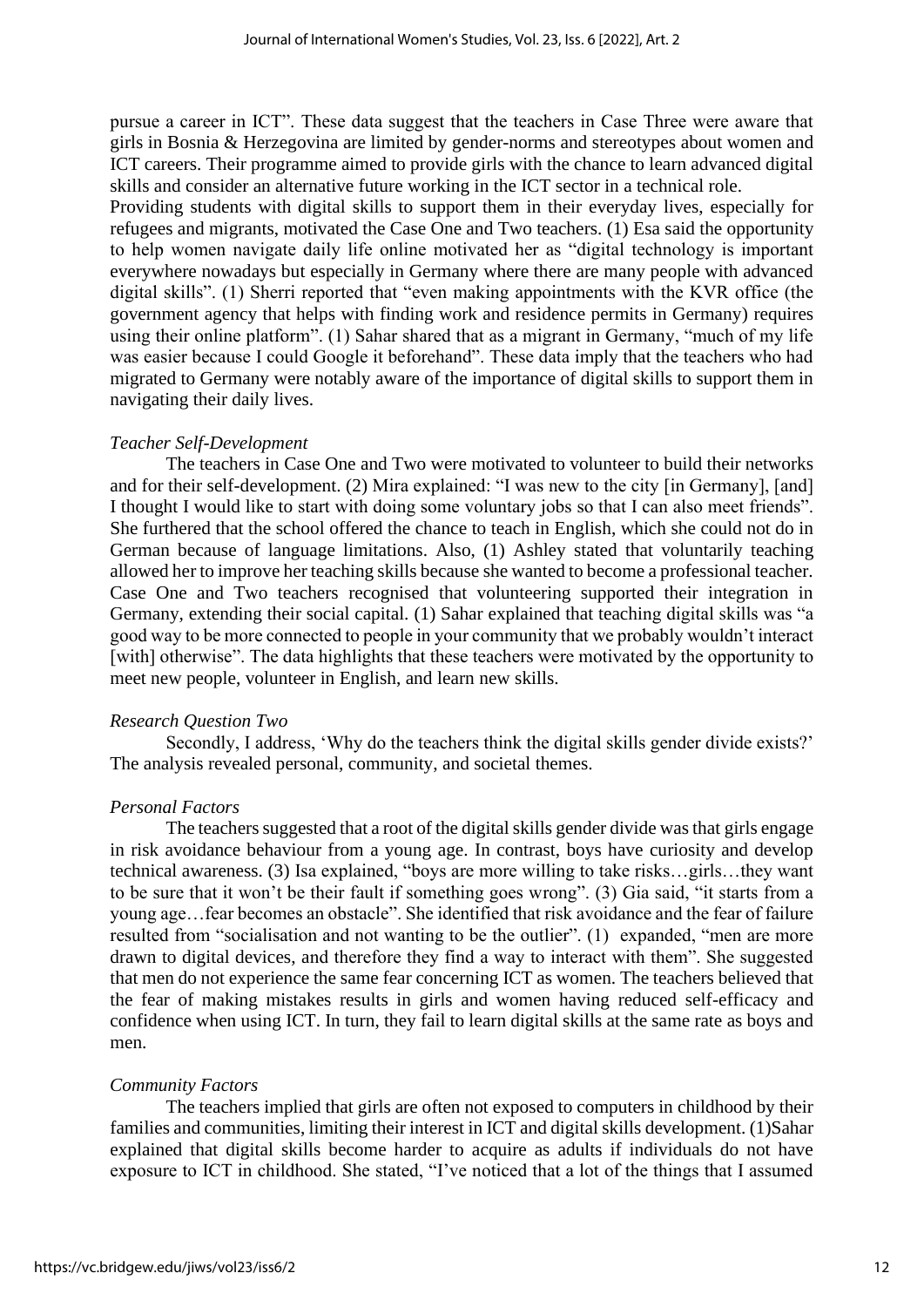pursue a career in ICT". These data suggest that the teachers in Case Three were aware that girls in Bosnia & Herzegovina are limited by gender-norms and stereotypes about women and ICT careers. Their programme aimed to provide girls with the chance to learn advanced digital skills and consider an alternative future working in the ICT sector in a technical role.

Providing students with digital skills to support them in their everyday lives, especially for refugees and migrants, motivated the Case One and Two teachers. (1) Esa said the opportunity to help women navigate daily life online motivated her as "digital technology is important everywhere nowadays but especially in Germany where there are many people with advanced digital skills". (1) Sherri reported that "even making appointments with the KVR office (the government agency that helps with finding work and residence permits in Germany) requires using their online platform". (1) Sahar shared that as a migrant in Germany, "much of my life was easier because I could Google it beforehand". These data imply that the teachers who had migrated to Germany were notably aware of the importance of digital skills to support them in navigating their daily lives.

*Teacher Self-Development*

The teachers in Case One and Two were motivated to volunteer to build their networks and for their self-development. (2) Mira explained: "I was new to the city [in Germany], [and] I thought I would like to start with doing some voluntary jobs so that I can also meet friends". She furthered that the school offered the chance to teach in English, which she could not do in German because of language limitations. Also, (1) Ashley stated that voluntarily teaching allowed her to improve her teaching skills because she wanted to become a professional teacher. Case One and Two teachers recognised that volunteering supported their integration in Germany, extending their social capital. (1) Sahar explained that teaching digital skills was "a good way to be more connected to people in your community that we probably wouldn't interact [with] otherwise". The data highlights that these teachers were motivated by the opportunity to meet new people, volunteer in English, and learn new skills.

*Research Question Two*

Secondly, I address, 'Why do the teachers think the digital skills gender divide exists?' The analysis revealed personal, community, and societal themes.

*Personal Factors*

The teachers suggested that a root of the digital skills gender divide was that girls engage in risk avoidance behaviour from a young age. In contrast, boys have curiosity and develop technical awareness. (3) Isa explained, "boys are more willing to take risks…girls…they want to be sure that it won't be their fault if something goes wrong". (3) Gia said, "it starts from a young age…fear becomes an obstacle". She identified that risk avoidance and the fear of failure resulted from "socialisation and not wanting to be the outlier". (1) expanded, "men are more drawn to digital devices, and therefore they find a way to interact with them". She suggested that men do not experience the same fear concerning ICT as women. The teachers believed that the fear of making mistakes results in girls and women having reduced self-efficacy and confidence when using ICT. In turn, they fail to learn digital skills at the same rate as boys and men.

*Community Factors*

The teachers implied that girls are often not exposed to computers in childhood by their families and communities, limiting their interest in ICT and digital skills development. (1)Sahar explained that digital skills become harder to acquire as adults if individuals do not have exposure to ICT in childhood. She stated, "I've noticed that a lot of the things that I assumed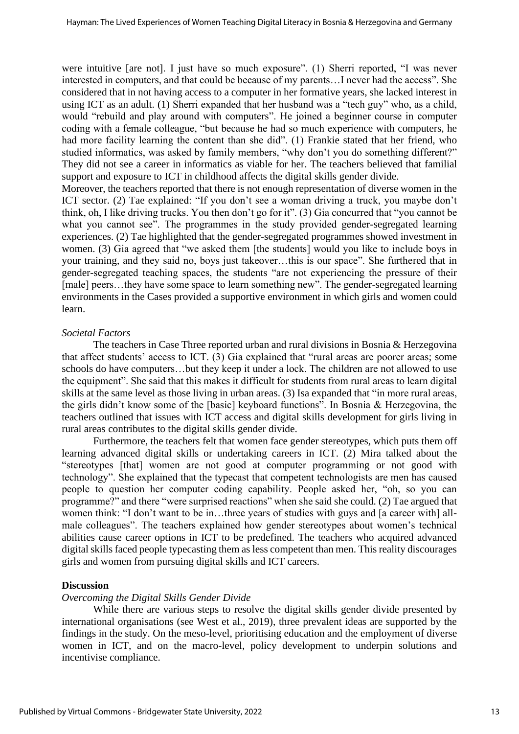were intuitive [are not]. I just have so much exposure". (1) Sherri reported, "I was never interested in computers, and that could be because of my parents…I never had the access". She considered that in not having access to a computer in her formative years, she lacked interest in using ICT as an adult. (1) Sherri expanded that her husband was a "tech guy" who, as a child, would "rebuild and play around with computers". He joined a beginner course in computer coding with a female colleague, "but because he had so much experience with computers, he had more facility learning the content than she did". (1) Frankie stated that her friend, who studied informatics, was asked by family members, "why don't you do something different?" They did not see a career in informatics as viable for her. The teachers believed that familial support and exposure to ICT in childhood affects the digital skills gender divide.

Moreover, the teachers reported that there is not enough representation of diverse women in the ICT sector. (2) Tae explained: "If you don't see a woman driving a truck, you maybe don't think, oh, I like driving trucks. You then don't go for it". (3) Gia concurred that "you cannot be what you cannot see". The programmes in the study provided gender-segregated learning experiences. (2) Tae highlighted that the gender-segregated programmes showed investment in women. (3) Gia agreed that "we asked them [the students] would you like to include boys in your training, and they said no, boys just takeover…this is our space". She furthered that in gender-segregated teaching spaces, the students "are not experiencing the pressure of their [male] peers…they have some space to learn something new". The gender-segregated learning environments in the Cases provided a supportive environment in which girls and women could learn.

*Societal Factors*

The teachers in Case Three reported urban and rural divisions in Bosnia & Herzegovina that affect students' access to ICT. (3) Gia explained that "rural areas are poorer areas; some schools do have computers…but they keep it under a lock. The children are not allowed to use the equipment". She said that this makes it difficult for students from rural areas to learn digital skills at the same level as those living in urban areas. (3) Isa expanded that "in more rural areas, the girls didn't know some of the [basic] keyboard functions". In Bosnia & Herzegovina, the teachers outlined that issues with ICT access and digital skills development for girls living in rural areas contributes to the digital skills gender divide.

Furthermore, the teachers felt that women face gender stereotypes, which puts them off learning advanced digital skills or undertaking careers in ICT. (2) Mira talked about the "stereotypes [that] women are not good at computer programming or not good with technology". She explained that the typecast that competent technologists are men has caused people to question her computer coding capability. People asked her, "oh, so you can programme?" and there "were surprised reactions" when she said she could. (2) Tae argued that women think: "I don't want to be in…three years of studies with guys and [a career with] all-male colleagues". The teachers explained how gender stereotypes about women's technical abilities cause career options in ICT to be predefined. The teachers who acquired advanced digital skills faced people typecasting them as less competent than men. This reality discourages girls and women from pursuing digital skills and ICT careers.

## Discussion

*Overcoming the Digital Skills Gender Divide*

While there are various steps to resolve the digital skills gender divide presented by international organisations (see West et al., 2019), three prevalent ideas are supported by the findings in the study. On the meso-level, prioritising education and the employment of diverse women in ICT, and on the macro-level, policy development to underpin solutions and incentivise compliance.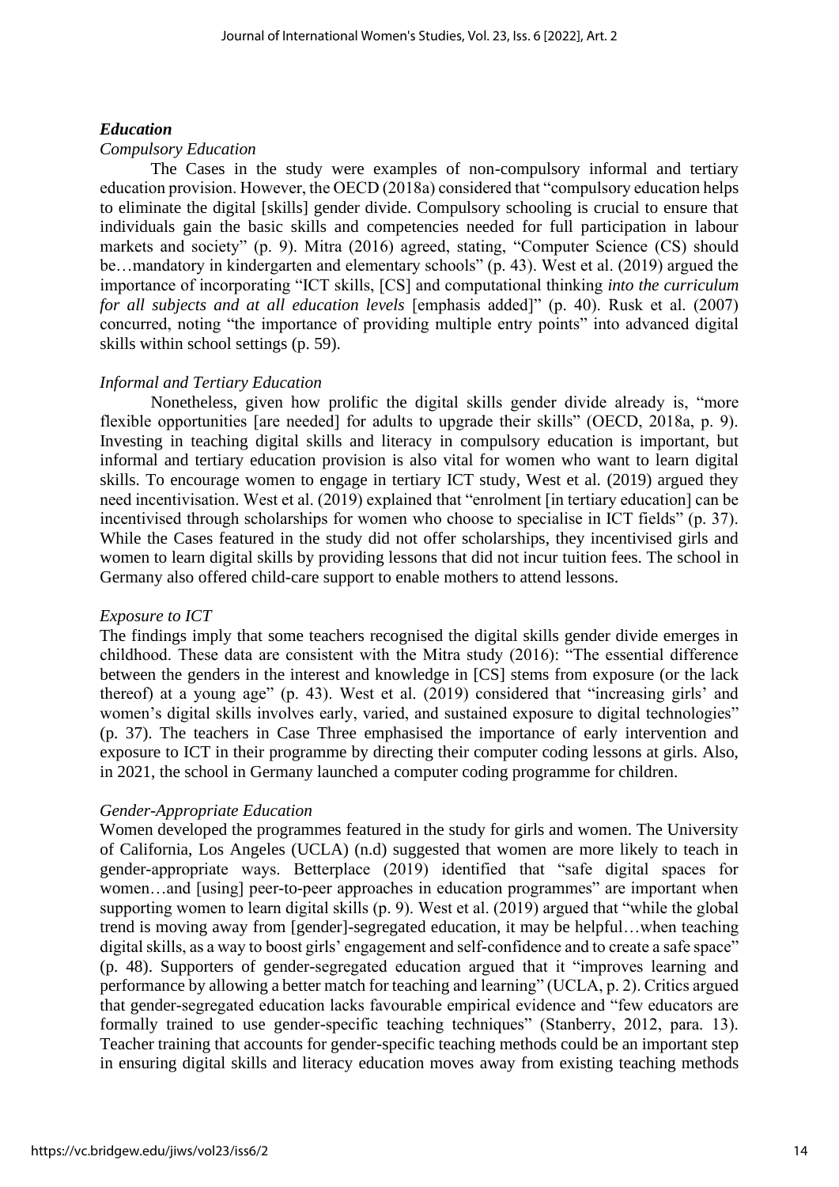### *Education*

#### *Compulsory Education*

The Cases in the study were examples of non-compulsory informal and tertiary education provision. However, the OECD (2018a) considered that "compulsory education helps to eliminate the digital [skills] gender divide. Compulsory schooling is crucial to ensure that individuals gain the basic skills and competencies needed for full participation in labour markets and society" (p. 9). Mitra (2016) agreed, stating, "Computer Science (CS) should be…mandatory in kindergarten and elementary schools" (p. 43). West et al. (2019) argued the importance of incorporating "ICT skills, [CS] and computational thinking *into the curriculum for all subjects and at all education levels* [emphasis added]" (p. 40). Rusk et al. (2007) concurred, noting "the importance of providing multiple entry points" into advanced digital skills within school settings (p. 59).

#### *Informal and Tertiary Education*

Nonetheless, given how prolific the digital skills gender divide already is, "more flexible opportunities [are needed] for adults to upgrade their skills" (OECD, 2018a, p. 9). Investing in teaching digital skills and literacy in compulsory education is important, but informal and tertiary education provision is also vital for women who want to learn digital skills. To encourage women to engage in tertiary ICT study, West et al. (2019) argued they need incentivisation. West et al. (2019) explained that "enrolment [in tertiary education] can be incentivised through scholarships for women who choose to specialise in ICT fields" (p. 37). While the Cases featured in the study did not offer scholarships, they incentivised girls and women to learn digital skills by providing lessons that did not incur tuition fees. The school in Germany also offered child-care support to enable mothers to attend lessons.

#### *Exposure to ICT*

The findings imply that some teachers recognised the digital skills gender divide emerges in childhood. These data are consistent with the Mitra study (2016): "The essential difference between the genders in the interest and knowledge in [CS] stems from exposure (or the lack thereof) at a young age" (p. 43). West et al. (2019) considered that "increasing girls' and women's digital skills involves early, varied, and sustained exposure to digital technologies" (p. 37). The teachers in Case Three emphasised the importance of early intervention and exposure to ICT in their programme by directing their computer coding lessons at girls. Also, in 2021, the school in Germany launched a computer coding programme for children.

#### *Gender-Appropriate Education*

Women developed the programmes featured in the study for girls and women. The University of California, Los Angeles (UCLA) (n.d) suggested that women are more likely to teach in gender-appropriate ways. Betterplace (2019) identified that "safe digital spaces for women…and [using] peer-to-peer approaches in education programmes" are important when supporting women to learn digital skills (p. 9). West et al. (2019) argued that "while the global trend is moving away from [gender]-segregated education, it may be helpful…when teaching digital skills, as a way to boost girls' engagement and self-confidence and to create a safe space" (p. 48). Supporters of gender-segregated education argued that it "improves learning and performance by allowing a better match for teaching and learning" (UCLA, p. 2). Critics argued that gender-segregated education lacks favourable empirical evidence and "few educators are formally trained to use gender-specific teaching techniques" (Stanberry, 2012, para. 13). Teacher training that accounts for gender-specific teaching methods could be an important step in ensuring digital skills and literacy education moves away from existing teaching methods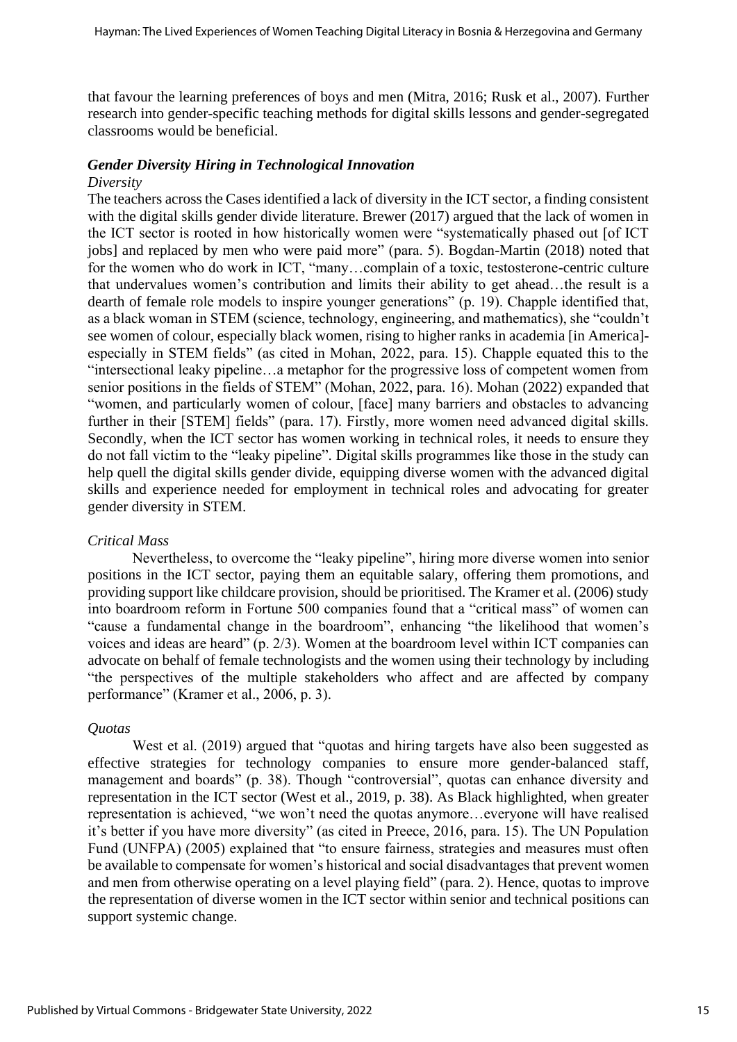that favour the learning preferences of boys and men (Mitra, 2016; Rusk et al., 2007). Further research into gender-specific teaching methods for digital skills lessons and gender-segregated classrooms would be beneficial.

### *Gender Diversity Hiring in Technological Innovation*

#### *Diversity*

The teachers across the Cases identified a lack of diversity in the ICT sector, a finding consistent with the digital skills gender divide literature. Brewer (2017) argued that the lack of women in the ICT sector is rooted in how historically women were "systematically phased out [of ICT jobs] and replaced by men who were paid more" (para. 5). Bogdan-Martin (2018) noted that for the women who do work in ICT, "many…complain of a toxic, testosterone-centric culture that undervalues women's contribution and limits their ability to get ahead…the result is a dearth of female role models to inspire younger generations" (p. 19). Chapple identified that, as a black woman in STEM (science, technology, engineering, and mathematics), she "couldn't see women of colour, especially black women, rising to higher ranks in academia [in America]- especially in STEM fields" (as cited in Mohan, 2022, para. 15). Chapple equated this to the "intersectional leaky pipeline…a metaphor for the progressive loss of competent women from senior positions in the fields of STEM" (Mohan, 2022, para. 16). Mohan (2022) expanded that "women, and particularly women of colour, [face] many barriers and obstacles to advancing further in their [STEM] fields" (para. 17). Firstly, more women need advanced digital skills. Secondly, when the ICT sector has women working in technical roles, it needs to ensure they do not fall victim to the "leaky pipeline". Digital skills programmes like those in the study can help quell the digital skills gender divide, equipping diverse women with the advanced digital skills and experience needed for employment in technical roles and advocating for greater gender diversity in STEM.

#### *Critical Mass*

Nevertheless, to overcome the "leaky pipeline", hiring more diverse women into senior positions in the ICT sector, paying them an equitable salary, offering them promotions, and providing support like childcare provision, should be prioritised. The Kramer et al. (2006) study into boardroom reform in Fortune 500 companies found that a "critical mass" of women can "cause a fundamental change in the boardroom", enhancing "the likelihood that women's voices and ideas are heard" (p. 2/3). Women at the boardroom level within ICT companies can advocate on behalf of female technologists and the women using their technology by including "the perspectives of the multiple stakeholders who affect and are affected by company performance" (Kramer et al., 2006, p. 3).

#### *Quotas*

West et al. (2019) argued that "quotas and hiring targets have also been suggested as effective strategies for technology companies to ensure more gender-balanced staff, management and boards" (p. 38). Though "controversial", quotas can enhance diversity and representation in the ICT sector (West et al., 2019, p. 38). As Black highlighted, when greater representation is achieved, "we won't need the quotas anymore…everyone will have realised it's better if you have more diversity" (as cited in Preece, 2016, para. 15). The UN Population Fund (UNFPA) (2005) explained that "to ensure fairness, strategies and measures must often be available to compensate for women's historical and social disadvantages that prevent women and men from otherwise operating on a level playing field" (para. 2). Hence, quotas to improve the representation of diverse women in the ICT sector within senior and technical positions can support systemic change.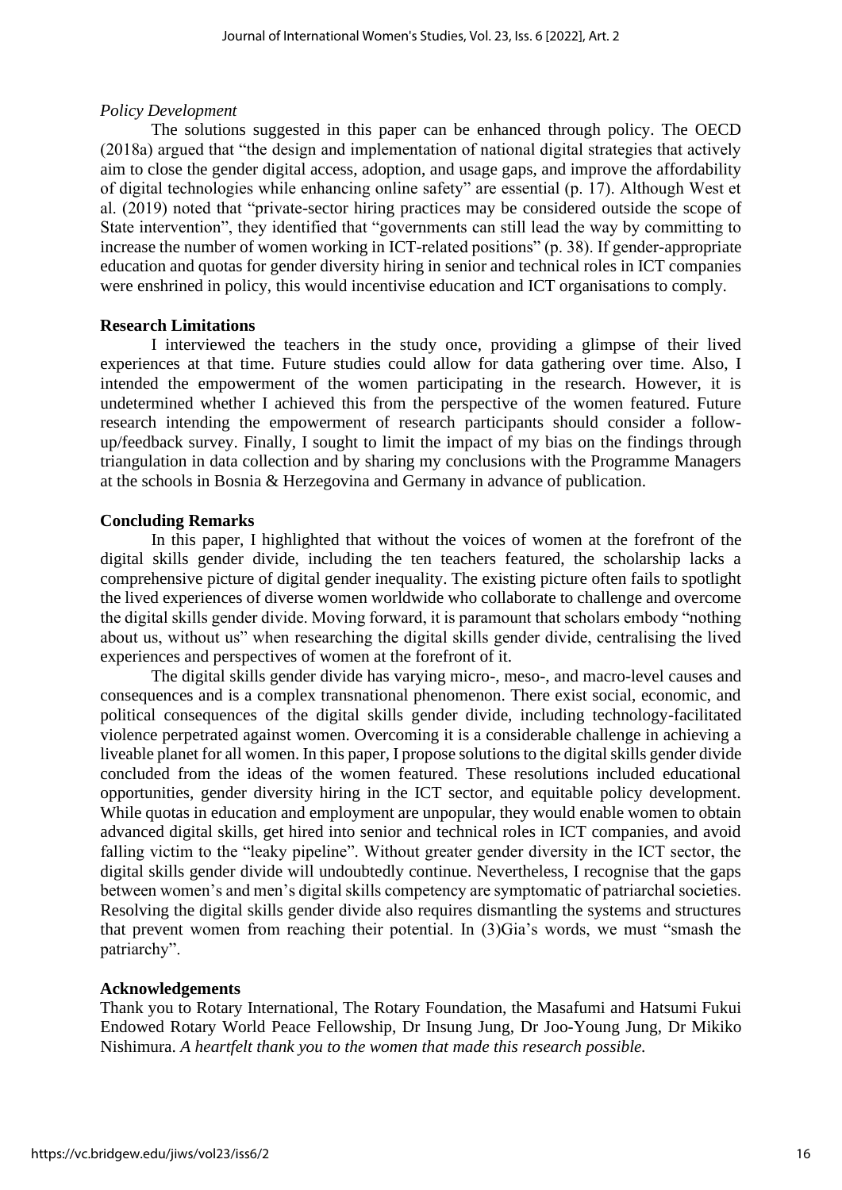*Policy Development*

The solutions suggested in this paper can be enhanced through policy. The OECD (2018a) argued that "the design and implementation of national digital strategies that actively aim to close the gender digital access, adoption, and usage gaps, and improve the affordability of digital technologies while enhancing online safety" are essential (p. 17). Although West et al. (2019) noted that "private-sector hiring practices may be considered outside the scope of State intervention", they identified that "governments can still lead the way by committing to increase the number of women working in ICT-related positions" (p. 38). If gender-appropriate education and quotas for gender diversity hiring in senior and technical roles in ICT companies were enshrined in policy, this would incentivise education and ICT organisations to comply.

## Research Limitations

I interviewed the teachers in the study once, providing a glimpse of their lived experiences at that time. Future studies could allow for data gathering over time. Also, I intended the empowerment of the women participating in the research. However, it is undetermined whether I achieved this from the perspective of the women featured. Future research intending the empowerment of research participants should consider a follow-up/feedback survey. Finally, I sought to limit the impact of my bias on the findings through triangulation in data collection and by sharing my conclusions with the Programme Managers at the schools in Bosnia & Herzegovina and Germany in advance of publication.

## Concluding Remarks

In this paper, I highlighted that without the voices of women at the forefront of the digital skills gender divide, including the ten teachers featured, the scholarship lacks a comprehensive picture of digital gender inequality. The existing picture often fails to spotlight the lived experiences of diverse women worldwide who collaborate to challenge and overcome the digital skills gender divide. Moving forward, it is paramount that scholars embody "nothing about us, without us" when researching the digital skills gender divide, centralising the lived experiences and perspectives of women at the forefront of it.

The digital skills gender divide has varying micro-, meso-, and macro-level causes and consequences and is a complex transnational phenomenon. There exist social, economic, and political consequences of the digital skills gender divide, including technology-facilitated violence perpetrated against women. Overcoming it is a considerable challenge in achieving a liveable planet for all women. In this paper, I propose solutions to the digital skills gender divide concluded from the ideas of the women featured. These resolutions included educational opportunities, gender diversity hiring in the ICT sector, and equitable policy development. While quotas in education and employment are unpopular, they would enable women to obtain advanced digital skills, get hired into senior and technical roles in ICT companies, and avoid falling victim to the "leaky pipeline". Without greater gender diversity in the ICT sector, the digital skills gender divide will undoubtedly continue. Nevertheless, I recognise that the gaps between women's and men's digital skills competency are symptomatic of patriarchal societies. Resolving the digital skills gender divide also requires dismantling the systems and structures that prevent women from reaching their potential. In (3)Gia's words, we must "smash the patriarchy".

## Acknowledgements

Thank you to Rotary International, The Rotary Foundation, the Masafumi and Hatsumi Fukui Endowed Rotary World Peace Fellowship, Dr Insung Jung, Dr Joo-Young Jung, Dr Mikiko Nishimura. *A heartfelt thank you to the women that made this research possible.*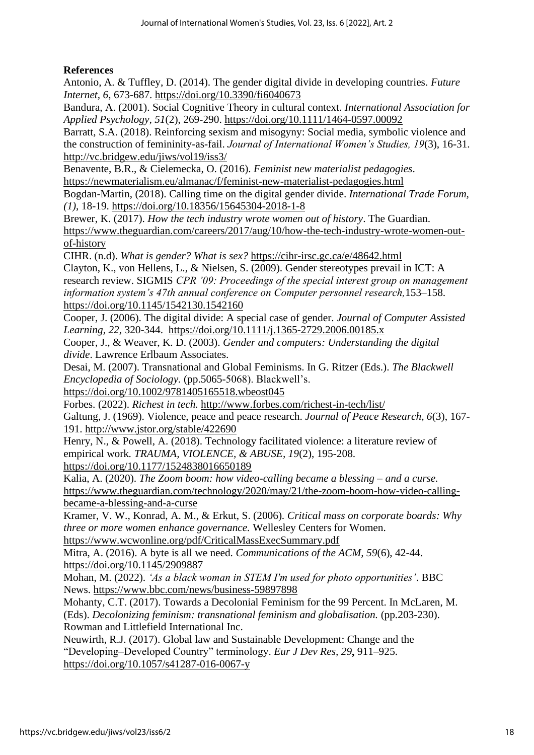**References**

Antonio, A. & Tuffley, D. (2014). The gender digital divide in developing countries. *Future Internet, 6*, 673-687. https://doi.org/10.3390/fi6040673

Bandura, A. (2001). Social Cognitive Theory in cultural context. *International Association for Applied Psychology, 51*(2), 269-290. https://doi.org/10.1111/1464-0597.00092

Barratt, S.A. (2018). Reinforcing sexism and misogyny: Social media, symbolic violence and the construction of femininity-as-fail. *Journal of International Women's Studies, 19*(3), 16-31. http://vc.bridgew.edu/jiws/vol19/iss3/

Benavente, B.R., & Cielemecka, O. (2016). *Feminist new materialist pedagogies*. https://newmaterialism.eu/almanac/f/feminist-new-materialist-pedagogies.html

Bogdan-Martin, (2018). Calling time on the digital gender divide. *International Trade Forum, (1)*, 18-19. https://doi.org/10.18356/15645304-2018-1-8

Brewer, K. (2017). *How the tech industry wrote women out of history*. The Guardian. https://www.theguardian.com/careers/2017/aug/10/how-the-tech-industry-wrote-women-out-of-history

CIHR. (n.d). *What is gender? What is sex?* https://cihr-irsc.gc.ca/e/48642.html

Clayton, K., von Hellens, L., & Nielsen, S. (2009). Gender stereotypes prevail in ICT: A research review. SIGMIS *CPR '09: Proceedings of the special interest group on management information system's 47th annual conference on Computer personnel research,*153–158. https://doi.org/10.1145/1542130.1542160

Cooper, J. (2006). The digital divide: A special case of gender. *Journal of Computer Assisted Learning, 22*, 320-344. https://doi.org/10.1111/j.1365-2729.2006.00185.x

Cooper, J., & Weaver, K. D. (2003). *Gender and computers: Understanding the digital divide*. Lawrence Erlbaum Associates.

Desai, M. (2007). Transnational and Global Feminisms. In G. Ritzer (Eds.). *The Blackwell Encyclopedia of Sociology.* (pp.5065-5068). Blackwell's. https://doi.org/10.1002/9781405165518.wbeost045

Forbes. (2022). *Richest in tech.* http://www.forbes.com/richest-in-tech/list/

Galtung, J. (1969). Violence, peace and peace research. *Journal of Peace Research, 6*(3), 167-191. http://www.jstor.org/stable/422690

Henry, N., & Powell, A. (2018). Technology facilitated violence: a literature review of empirical work. *TRAUMA, VIOLENCE, & ABUSE, 19*(2), 195-208. https://doi.org/10.1177/1524838016650189

Kalia, A. (2020). *The Zoom boom: how video-calling became a blessing – and a curse.* https://www.theguardian.com/technology/2020/may/21/the-zoom-boom-how-video-calling-became-a-blessing-and-a-curse

Kramer, V. W., Konrad, A. M., & Erkut, S. (2006). *Critical mass on corporate boards: Why three or more women enhance governance.* Wellesley Centers for Women. https://www.wcwonline.org/pdf/CriticalMassExecSummary.pdf

Mitra, A. (2016). A byte is all we need. *Communications of the ACM, 59*(6), 42-44. https://doi.org/10.1145/2909887

Mohan, M. (2022). *'As a black woman in STEM I'm used for photo opportunities'*. BBC News. https://www.bbc.com/news/business-59897898

Mohanty, C.T. (2017). Towards a Decolonial Feminism for the 99 Percent. In McLaren, M. (Eds). *Decolonizing feminism: transnational feminism and globalisation.* (pp.203-230). Rowman and Littlefield International Inc.

Neuwirth, R.J. (2017). Global law and Sustainable Development: Change and the "Developing–Developed Country" terminology. *Eur J Dev Res, 29*, 911–925. https://doi.org/10.1057/s41287-016-0067-y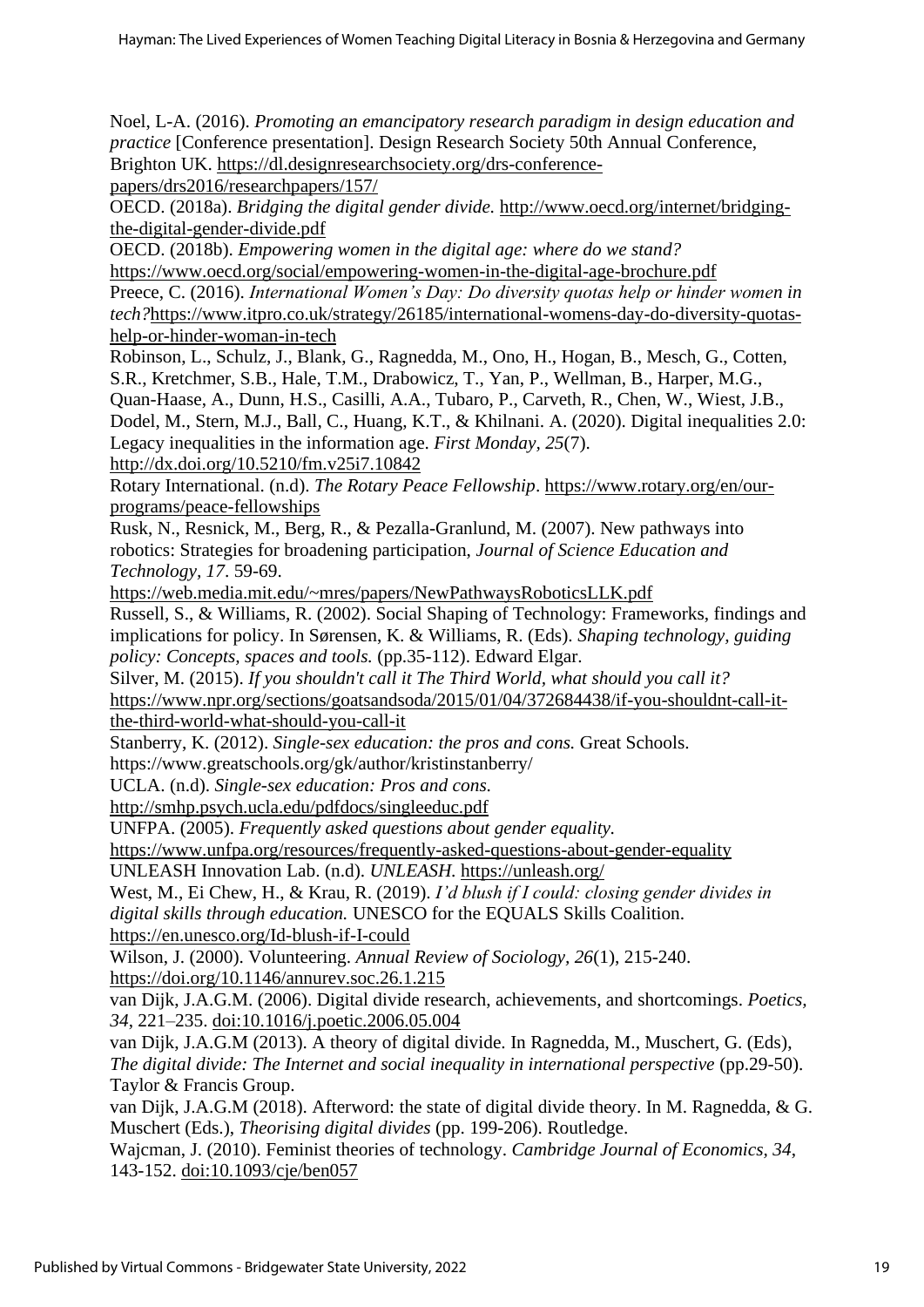Noel, L-A. (2016). *Promoting an emancipatory research paradigm in design education and practice* [Conference presentation]. Design Research Society 50th Annual Conference, Brighton UK. https://dl.designresearchsociety.org/drs-conference-papers/drs2016/researchpapers/157/

OECD. (2018a). *Bridging the digital gender divide.* http://www.oecd.org/internet/bridging-the-digital-gender-divide.pdf

OECD. (2018b). *Empowering women in the digital age: where do we stand?* https://www.oecd.org/social/empowering-women-in-the-digital-age-brochure.pdf

Preece, C. (2016). *International Women's Day: Do diversity quotas help or hinder women in tech?* https://www.itpro.co.uk/strategy/26185/international-womens-day-do-diversity-quotas-help-or-hinder-woman-in-tech

Robinson, L., Schulz, J., Blank, G., Ragnedda, M., Ono, H., Hogan, B., Mesch, G., Cotten, S.R., Kretchmer, S.B., Hale, T.M., Drabowicz, T., Yan, P., Wellman, B., Harper, M.G., Quan-Haase, A., Dunn, H.S., Casilli, A.A., Tubaro, P., Carveth, R., Chen, W., Wiest, J.B., Dodel, M., Stern, M.J., Ball, C., Huang, K.T., & Khilnani. A. (2020). Digital inequalities 2.0: Legacy inequalities in the information age. *First Monday*, *25*(7). http://dx.doi.org/10.5210/fm.v25i7.10842

Rotary International. (n.d). *The Rotary Peace Fellowship*. https://www.rotary.org/en/our-programs/peace-fellowships

Rusk, N., Resnick, M., Berg, R., & Pezalla-Granlund, M. (2007). New pathways into robotics: Strategies for broadening participation, *Journal of Science Education and Technology, 17*. 59-69. https://web.media.mit.edu/~mres/papers/NewPathwaysRoboticsLLK.pdf

Russell, S., & Williams, R. (2002). Social Shaping of Technology: Frameworks, findings and implications for policy. In Sørensen, K. & Williams, R. (Eds). *Shaping technology, guiding policy: Concepts, spaces and tools.* (pp.35-112). Edward Elgar.

Silver, M. (2015). *If you shouldn't call it The Third World, what should you call it?* https://www.npr.org/sections/goatsandsoda/2015/01/04/372684438/if-you-shouldnt-call-it-the-third-world-what-should-you-call-it

Stanberry, K. (2012). *Single-sex education: the pros and cons.* Great Schools. https://www.greatschools.org/gk/author/kristinstanberry/

UCLA. (n.d). *Single-sex education: Pros and cons.* http://smhp.psych.ucla.edu/pdfdocs/singleeduc.pdf

UNFPA. (2005). *Frequently asked questions about gender equality.* https://www.unfpa.org/resources/frequently-asked-questions-about-gender-equality

UNLEASH Innovation Lab. (n.d). *UNLEASH.* https://unleash.org/

West, M., Ei Chew, H., & Krau, R. (2019). *I'd blush if I could: closing gender divides in digital skills through education.* UNESCO for the EQUALS Skills Coalition. https://en.unesco.org/Id-blush-if-I-could

Wilson, J. (2000). Volunteering. *Annual Review of Sociology, 26*(1), 215-240. https://doi.org/10.1146/annurev.soc.26.1.215

van Dijk, J.A.G.M. (2006). Digital divide research, achievements, and shortcomings. *Poetics, 34*, 221–235. doi:10.1016/j.poetic.2006.05.004

van Dijk, J.A.G.M (2013). A theory of digital divide. In Ragnedda, M., Muschert, G. (Eds), *The digital divide: The Internet and social inequality in international perspective* (pp.29-50). Taylor & Francis Group.

van Dijk, J.A.G.M (2018). Afterword: the state of digital divide theory. In M. Ragnedda, & G. Muschert (Eds.), *Theorising digital divides* (pp. 199-206). Routledge.

Wajcman, J. (2010). Feminist theories of technology. *Cambridge Journal of Economics, 34*, 143-152. doi:10.1093/cje/ben057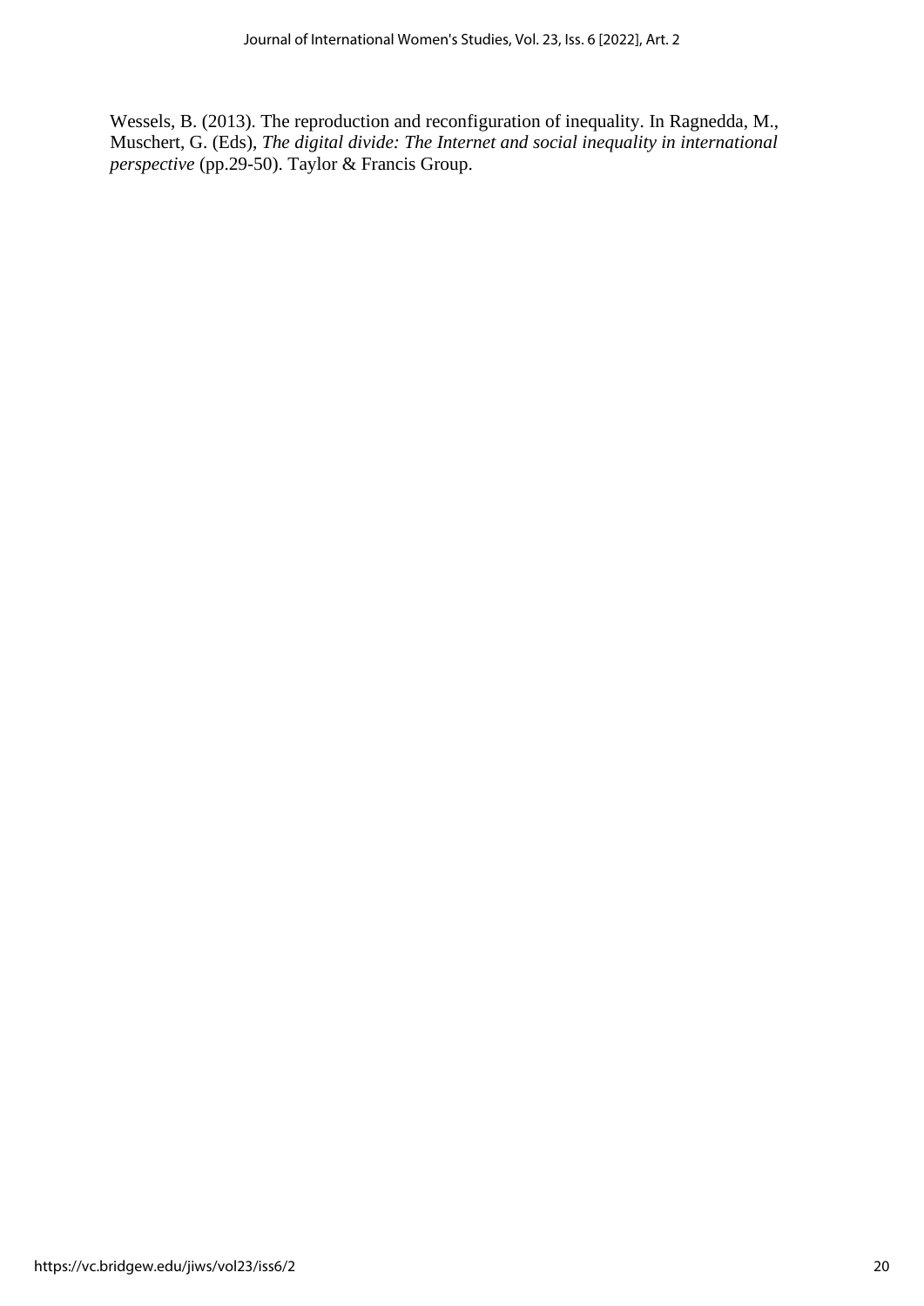Wessels, B. (2013). The reproduction and reconfiguration of inequality. In Ragnedda, M., Muschert, G. (Eds), *The digital divide: The Internet and social inequality in international perspective* (pp.29-50). Taylor & Francis Group.